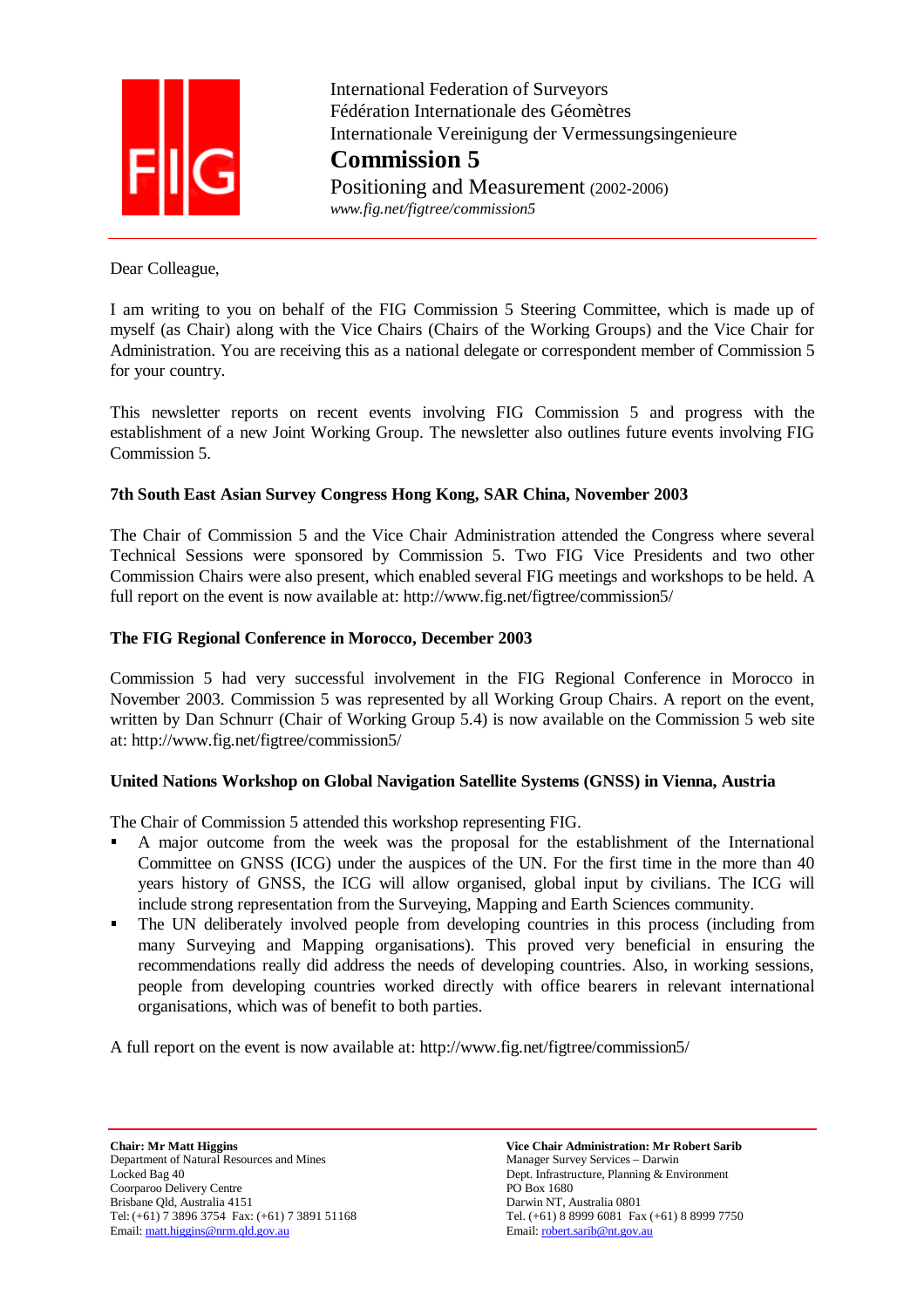International Federation of Surveyors
Fédération Internationale des Géomètres
Internationale Vereinigung der Vermessungsingenieure

# Commission 5

Positioning and Measurement (2002-2006)
*www.fig.net/figtree/commission5*

---

Dear Colleague,

I am writing to you on behalf of the FIG Commission 5 Steering Committee, which is made up of myself (as Chair) along with the Vice Chairs (Chairs of the Working Groups) and the Vice Chair for Administration. You are receiving this as a national delegate or correspondent member of Commission 5 for your country.

This newsletter reports on recent events involving FIG Commission 5 and progress with the establishment of a new Joint Working Group. The newsletter also outlines future events involving FIG Commission 5.

### 7th South East Asian Survey Congress Hong Kong, SAR China, November 2003

The Chair of Commission 5 and the Vice Chair Administration attended the Congress where several Technical Sessions were sponsored by Commission 5. Two FIG Vice Presidents and two other Commission Chairs were also present, which enabled several FIG meetings and workshops to be held. A full report on the event is now available at: http://www.fig.net/figtree/commission5/

### The FIG Regional Conference in Morocco, December 2003

Commission 5 had very successful involvement in the FIG Regional Conference in Morocco in November 2003. Commission 5 was represented by all Working Group Chairs. A report on the event, written by Dan Schnurr (Chair of Working Group 5.4) is now available on the Commission 5 web site at: http://www.fig.net/figtree/commission5/

### United Nations Workshop on Global Navigation Satellite Systems (GNSS) in Vienna, Austria

The Chair of Commission 5 attended this workshop representing FIG.

- A major outcome from the week was the proposal for the establishment of the International Committee on GNSS (ICG) under the auspices of the UN. For the first time in the more than 40 years history of GNSS, the ICG will allow organised, global input by civilians. The ICG will include strong representation from the Surveying, Mapping and Earth Sciences community.
- The UN deliberately involved people from developing countries in this process (including from many Surveying and Mapping organisations). This proved very beneficial in ensuring the recommendations really did address the needs of developing countries. Also, in working sessions, people from developing countries worked directly with office bearers in relevant international organisations, which was of benefit to both parties.

A full report on the event is now available at: http://www.fig.net/figtree/commission5/

---

**Chair: Mr Matt Higgins**
Department of Natural Resources and Mines
Locked Bag 40
Coorparoo Delivery Centre
Brisbane Qld, Australia 4151
Tel: (+61) 7 3896 3754 Fax: (+61) 7 3891 51168
Email: matt.higgins@nrm.qld.gov.au

**Vice Chair Administration: Mr Robert Sarib**
Manager Survey Services – Darwin
Dept. Infrastructure, Planning & Environment
PO Box 1680
Darwin NT, Australia 0801
Tel. (+61) 8 8999 6081 Fax (+61) 8 8999 7750
Email: robert.sarib@nt.gov.au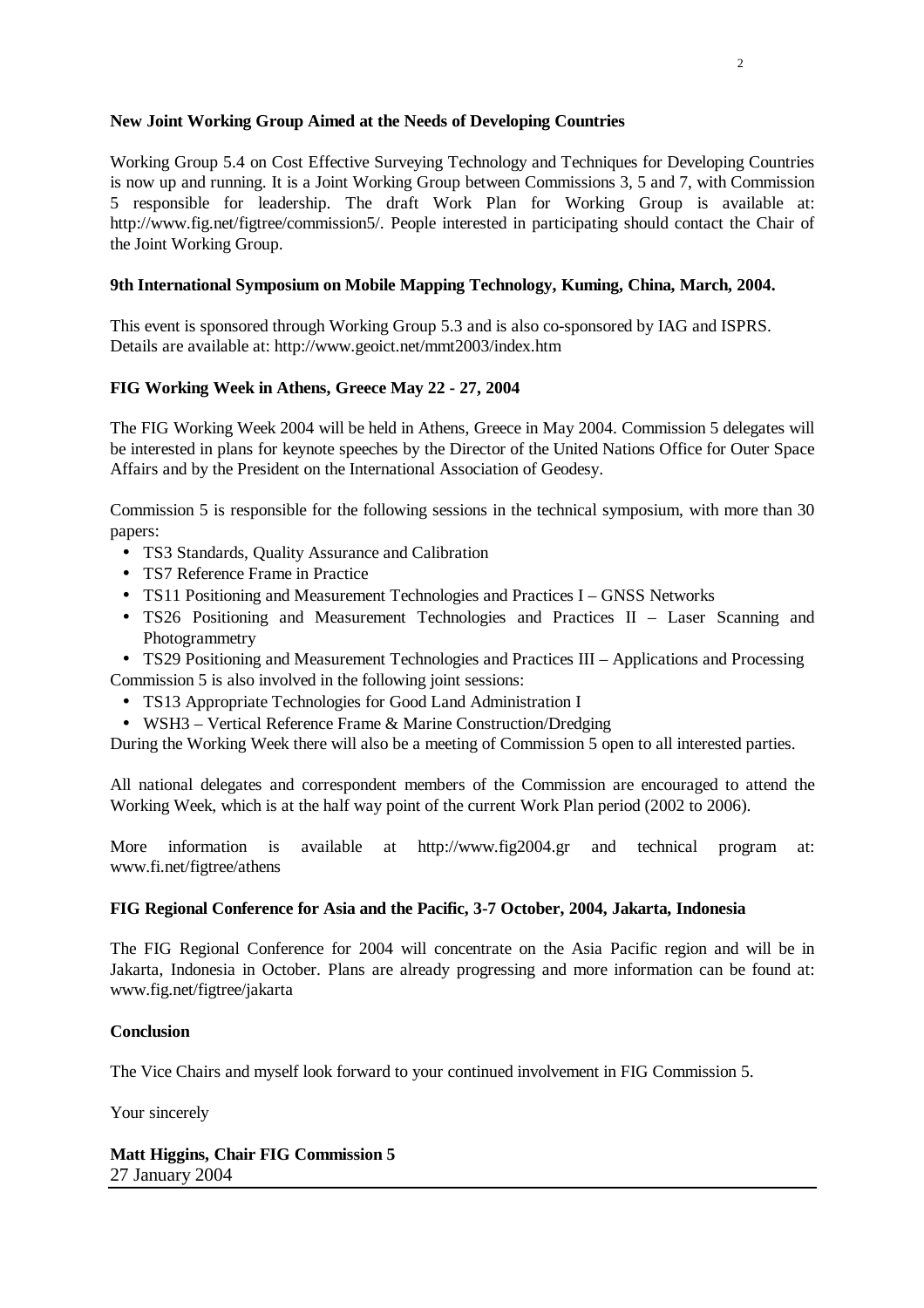**New Joint Working Group Aimed at the Needs of Developing Countries**

Working Group 5.4 on Cost Effective Surveying Technology and Techniques for Developing Countries is now up and running. It is a Joint Working Group between Commissions 3, 5 and 7, with Commission 5 responsible for leadership. The draft Work Plan for Working Group is available at: http://www.fig.net/figtree/commission5/. People interested in participating should contact the Chair of the Joint Working Group.

**9th International Symposium on Mobile Mapping Technology, Kuming, China, March, 2004.**

This event is sponsored through Working Group 5.3 and is also co-sponsored by IAG and ISPRS. Details are available at: http://www.geoict.net/mmt2003/index.htm

**FIG Working Week in Athens, Greece May 22 - 27, 2004**

The FIG Working Week 2004 will be held in Athens, Greece in May 2004. Commission 5 delegates will be interested in plans for keynote speeches by the Director of the United Nations Office for Outer Space Affairs and by the President on the International Association of Geodesy.

Commission 5 is responsible for the following sessions in the technical symposium, with more than 30 papers:

- TS3 Standards, Quality Assurance and Calibration
- TS7 Reference Frame in Practice
- TS11 Positioning and Measurement Technologies and Practices I – GNSS Networks
- TS26 Positioning and Measurement Technologies and Practices II – Laser Scanning and Photogrammetry
- TS29 Positioning and Measurement Technologies and Practices III – Applications and Processing

Commission 5 is also involved in the following joint sessions:

- TS13 Appropriate Technologies for Good Land Administration I
- WSH3 – Vertical Reference Frame & Marine Construction/Dredging

During the Working Week there will also be a meeting of Commission 5 open to all interested parties.

All national delegates and correspondent members of the Commission are encouraged to attend the Working Week, which is at the half way point of the current Work Plan period (2002 to 2006).

More information is available at http://www.fig2004.gr and technical program at: www.fi.net/figtree/athens

**FIG Regional Conference for Asia and the Pacific, 3-7 October, 2004, Jakarta, Indonesia**

The FIG Regional Conference for 2004 will concentrate on the Asia Pacific region and will be in Jakarta, Indonesia in October. Plans are already progressing and more information can be found at: www.fig.net/figtree/jakarta

**Conclusion**

The Vice Chairs and myself look forward to your continued involvement in FIG Commission 5.

Your sincerely

**Matt Higgins, Chair FIG Commission 5**
27 January 2004